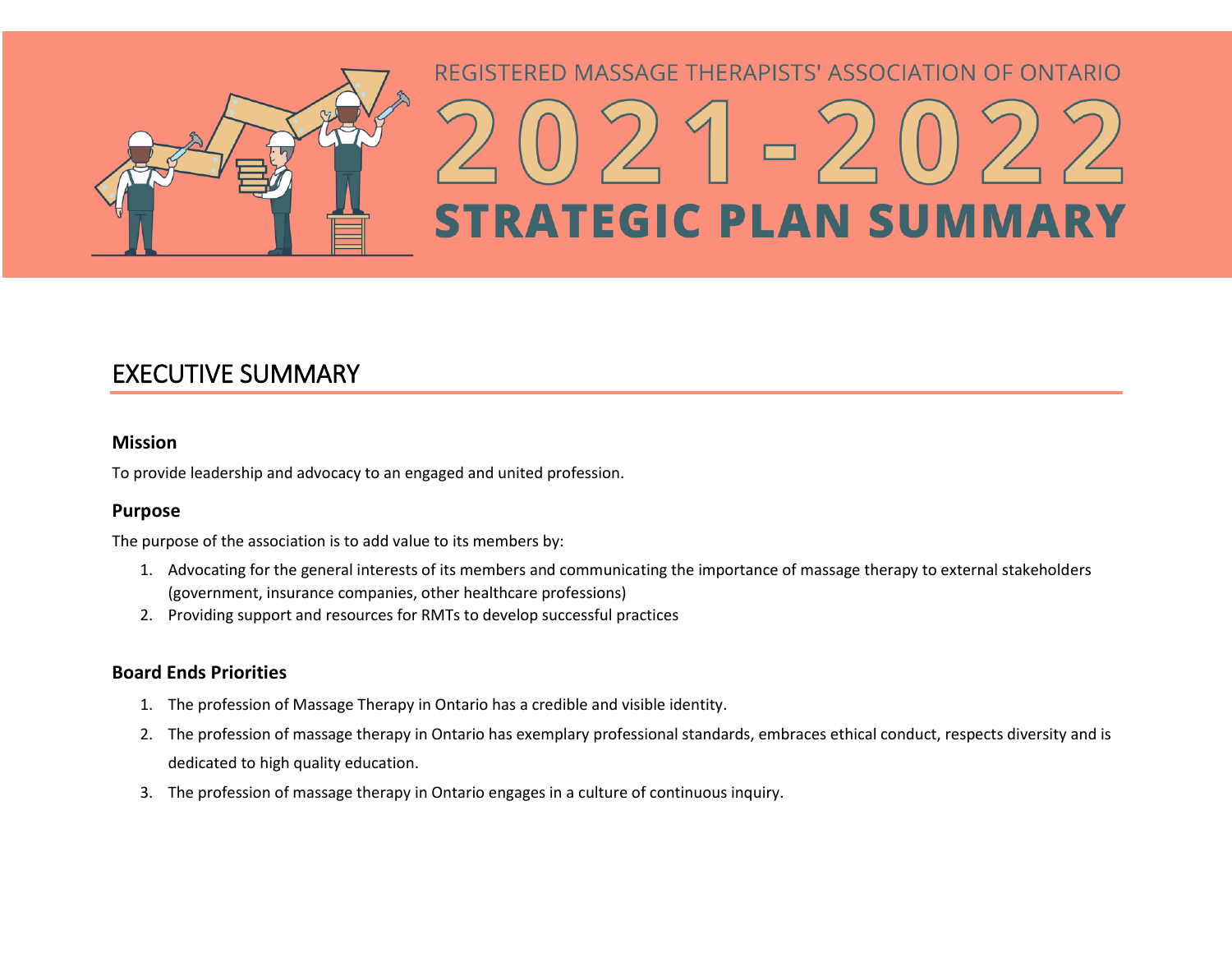REGISTERED MASSAGE THERAPISTS' ASSOCIATION OF ONTARIO

# 2021-2022 STRATEGIC PLAN SUMMARY

## EXECUTIVE SUMMARY

### Mission

To provide leadership and advocacy to an engaged and united profession.

### Purpose

The purpose of the association is to add value to its members by:

1. Advocating for the general interests of its members and communicating the importance of massage therapy to external stakeholders (government, insurance companies, other healthcare professions)
2. Providing support and resources for RMTs to develop successful practices

### Board Ends Priorities

1. The profession of Massage Therapy in Ontario has a credible and visible identity.
2. The profession of massage therapy in Ontario has exemplary professional standards, embraces ethical conduct, respects diversity and is dedicated to high quality education.
3. The profession of massage therapy in Ontario engages in a culture of continuous inquiry.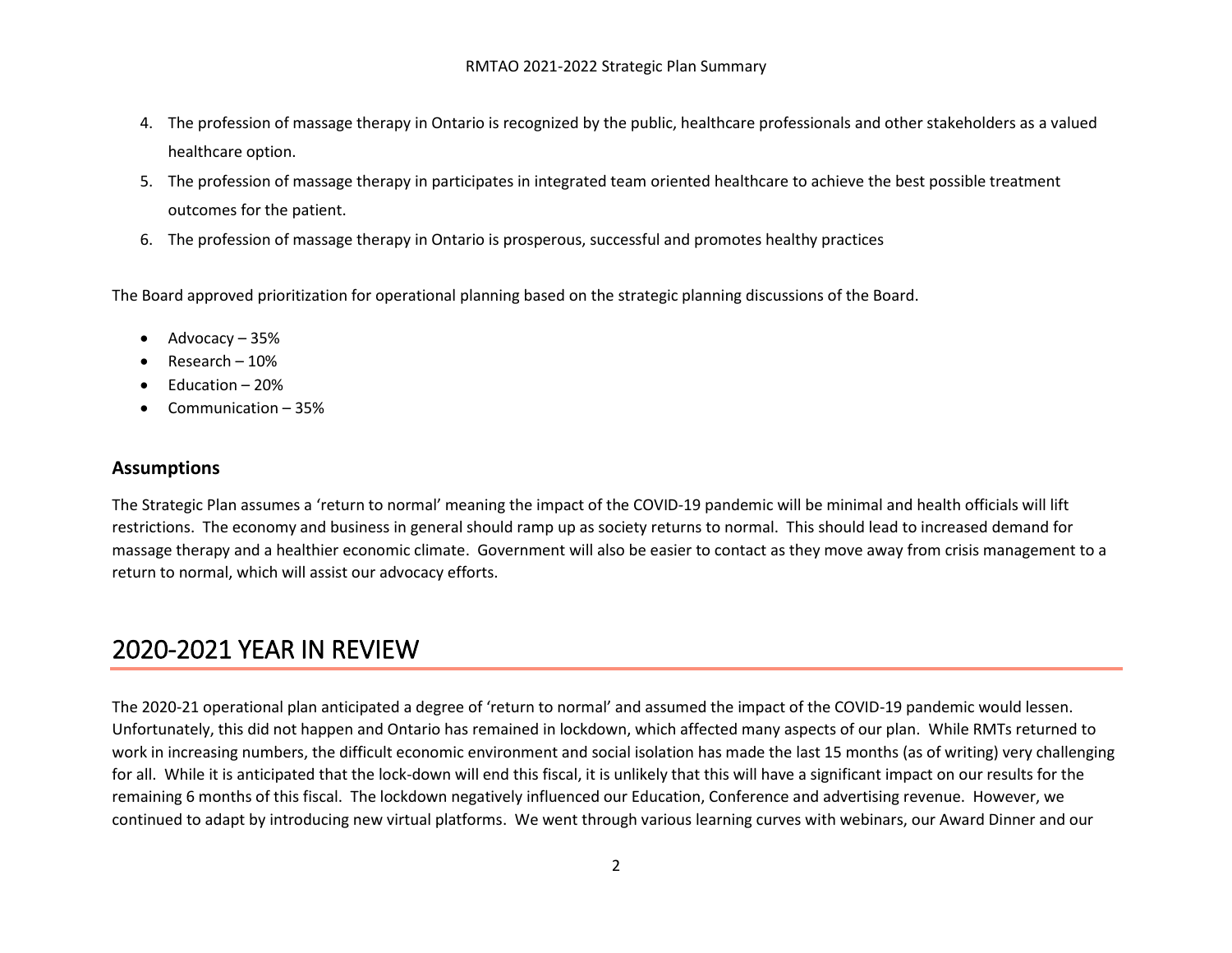4. The profession of massage therapy in Ontario is recognized by the public, healthcare professionals and other stakeholders as a valued healthcare option.
5. The profession of massage therapy in participates in integrated team oriented healthcare to achieve the best possible treatment outcomes for the patient.
6. The profession of massage therapy in Ontario is prosperous, successful and promotes healthy practices

The Board approved prioritization for operational planning based on the strategic planning discussions of the Board.

- Advocacy – 35%
- Research – 10%
- Education – 20%
- Communication – 35%

### Assumptions

The Strategic Plan assumes a 'return to normal' meaning the impact of the COVID-19 pandemic will be minimal and health officials will lift restrictions. The economy and business in general should ramp up as society returns to normal. This should lead to increased demand for massage therapy and a healthier economic climate. Government will also be easier to contact as they move away from crisis management to a return to normal, which will assist our advocacy efforts.

## 2020-2021 YEAR IN REVIEW

The 2020-21 operational plan anticipated a degree of 'return to normal' and assumed the impact of the COVID-19 pandemic would lessen. Unfortunately, this did not happen and Ontario has remained in lockdown, which affected many aspects of our plan. While RMTs returned to work in increasing numbers, the difficult economic environment and social isolation has made the last 15 months (as of writing) very challenging for all. While it is anticipated that the lock-down will end this fiscal, it is unlikely that this will have a significant impact on our results for the remaining 6 months of this fiscal. The lockdown negatively influenced our Education, Conference and advertising revenue. However, we continued to adapt by introducing new virtual platforms. We went through various learning curves with webinars, our Award Dinner and our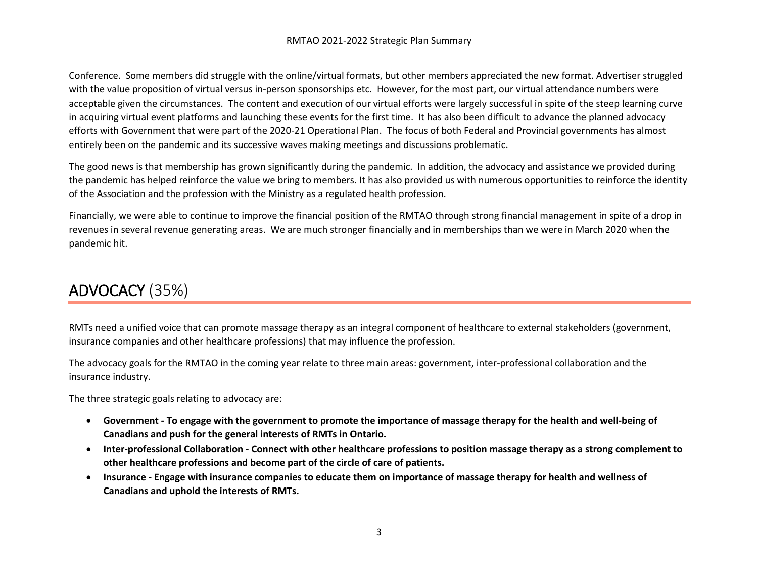Conference. Some members did struggle with the online/virtual formats, but other members appreciated the new format. Advertiser struggled with the value proposition of virtual versus in-person sponsorships etc. However, for the most part, our virtual attendance numbers were acceptable given the circumstances. The content and execution of our virtual efforts were largely successful in spite of the steep learning curve in acquiring virtual event platforms and launching these events for the first time. It has also been difficult to advance the planned advocacy efforts with Government that were part of the 2020-21 Operational Plan. The focus of both Federal and Provincial governments has almost entirely been on the pandemic and its successive waves making meetings and discussions problematic.

The good news is that membership has grown significantly during the pandemic. In addition, the advocacy and assistance we provided during the pandemic has helped reinforce the value we bring to members. It has also provided us with numerous opportunities to reinforce the identity of the Association and the profession with the Ministry as a regulated health profession.

Financially, we were able to continue to improve the financial position of the RMTAO through strong financial management in spite of a drop in revenues in several revenue generating areas. We are much stronger financially and in memberships than we were in March 2020 when the pandemic hit.

# ADVOCACY (35%)

RMTs need a unified voice that can promote massage therapy as an integral component of healthcare to external stakeholders (government, insurance companies and other healthcare professions) that may influence the profession.

The advocacy goals for the RMTAO in the coming year relate to three main areas: government, inter-professional collaboration and the insurance industry.

The three strategic goals relating to advocacy are:

- **Government - To engage with the government to promote the importance of massage therapy for the health and well-being of Canadians and push for the general interests of RMTs in Ontario.**
- **Inter-professional Collaboration - Connect with other healthcare professions to position massage therapy as a strong complement to other healthcare professions and become part of the circle of care of patients.**
- **Insurance - Engage with insurance companies to educate them on importance of massage therapy for health and wellness of Canadians and uphold the interests of RMTs.**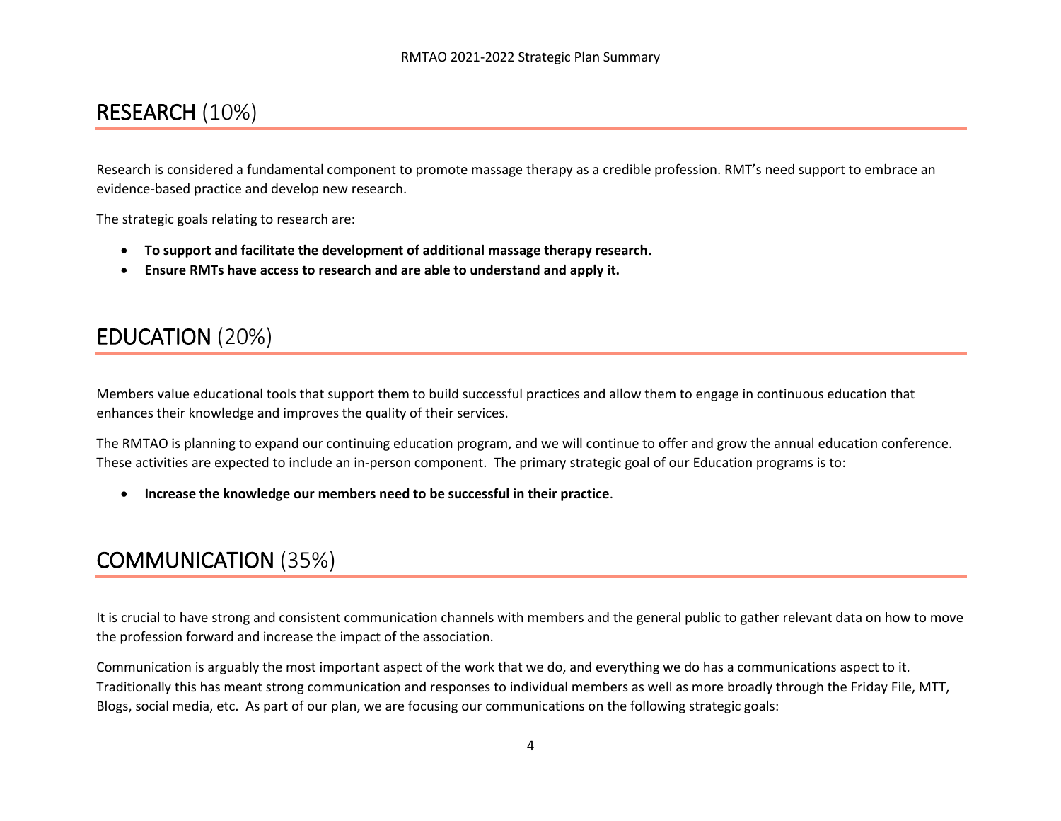## RESEARCH (10%)

Research is considered a fundamental component to promote massage therapy as a credible profession. RMT's need support to embrace an evidence-based practice and develop new research.

The strategic goals relating to research are:

- **To support and facilitate the development of additional massage therapy research.**
- **Ensure RMTs have access to research and are able to understand and apply it.**

## EDUCATION (20%)

Members value educational tools that support them to build successful practices and allow them to engage in continuous education that enhances their knowledge and improves the quality of their services.

The RMTAO is planning to expand our continuing education program, and we will continue to offer and grow the annual education conference. These activities are expected to include an in-person component. The primary strategic goal of our Education programs is to:

- **Increase the knowledge our members need to be successful in their practice**.

## COMMUNICATION (35%)

It is crucial to have strong and consistent communication channels with members and the general public to gather relevant data on how to move the profession forward and increase the impact of the association.

Communication is arguably the most important aspect of the work that we do, and everything we do has a communications aspect to it. Traditionally this has meant strong communication and responses to individual members as well as more broadly through the Friday File, MTT, Blogs, social media, etc. As part of our plan, we are focusing our communications on the following strategic goals: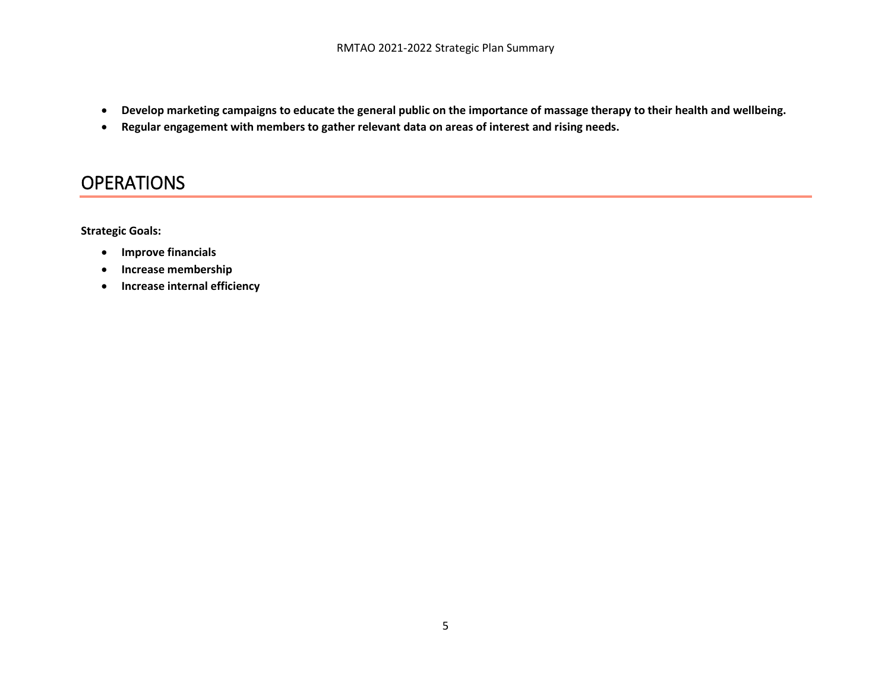- **Develop marketing campaigns to educate the general public on the importance of massage therapy to their health and wellbeing.**
- **Regular engagement with members to gather relevant data on areas of interest and rising needs.**

# OPERATIONS

**Strategic Goals:**

- **Improve financials**
- **Increase membership**
- **Increase internal efficiency**